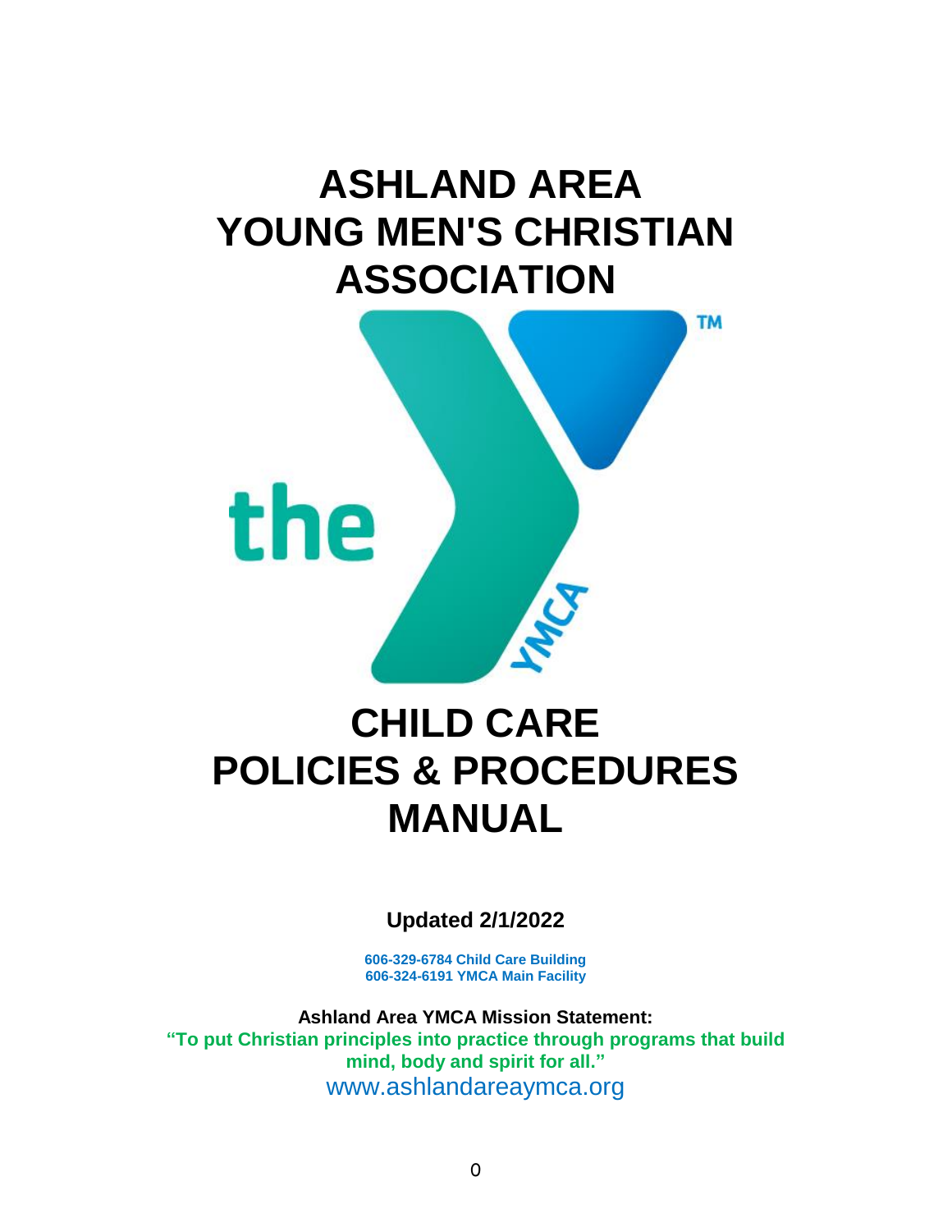# ASHLAND AREA YOUNG MEN'S CHRISTIAN ASSOCIATION

# CHILD CARE POLICIES & PROCEDURES MANUAL

**Updated 2/1/2022**

**606-329-6784 Child Care Building**
**606-324-6191 YMCA Main Facility**

**Ashland Area YMCA Mission Statement:**
**"To put Christian principles into practice through programs that build mind, body and spirit for all."**
www.ashlandareaymca.org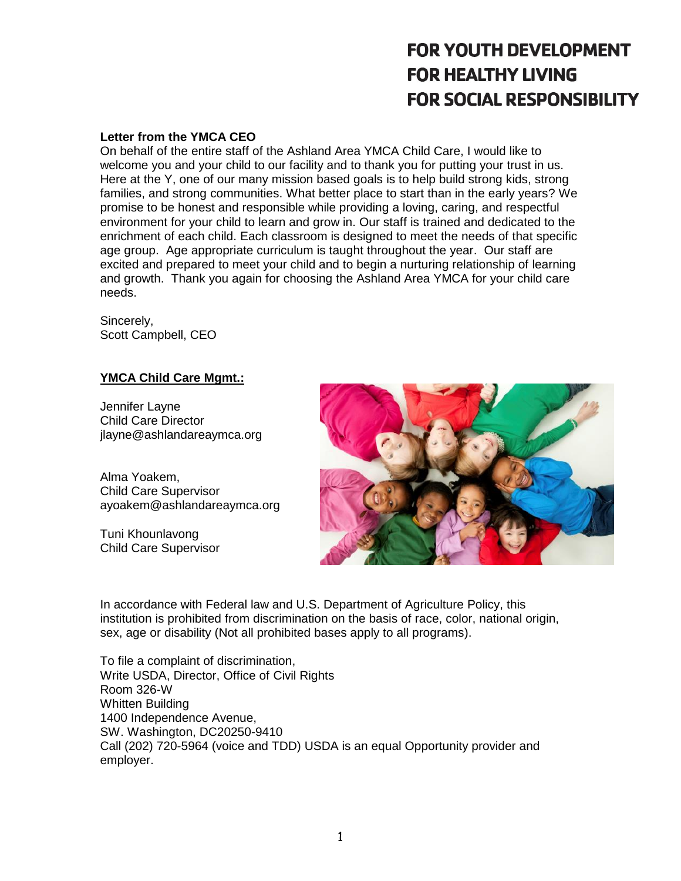# FOR YOUTH DEVELOPMENT
# FOR HEALTHY LIVING
# FOR SOCIAL RESPONSIBILITY

**Letter from the YMCA CEO**

On behalf of the entire staff of the Ashland Area YMCA Child Care, I would like to welcome you and your child to our facility and to thank you for putting your trust in us. Here at the Y, one of our many mission based goals is to help build strong kids, strong families, and strong communities. What better place to start than in the early years? We promise to be honest and responsible while providing a loving, caring, and respectful environment for your child to learn and grow in. Our staff is trained and dedicated to the enrichment of each child. Each classroom is designed to meet the needs of that specific age group. Age appropriate curriculum is taught throughout the year. Our staff are excited and prepared to meet your child and to begin a nurturing relationship of learning and growth. Thank you again for choosing the Ashland Area YMCA for your child care needs.

Sincerely,
Scott Campbell, CEO

**YMCA Child Care Mgmt.:**

Jennifer Layne
Child Care Director
jlayne@ashlandareaymca.org

Alma Yoakem,
Child Care Supervisor
ayoakem@ashlandareaymca.org

Tuni Khounlavong
Child Care Supervisor

In accordance with Federal law and U.S. Department of Agriculture Policy, this institution is prohibited from discrimination on the basis of race, color, national origin, sex, age or disability (Not all prohibited bases apply to all programs).

To file a complaint of discrimination,
Write USDA, Director, Office of Civil Rights
Room 326-W
Whitten Building
1400 Independence Avenue,
SW. Washington, DC20250-9410
Call (202) 720-5964 (voice and TDD) USDA is an equal Opportunity provider and employer.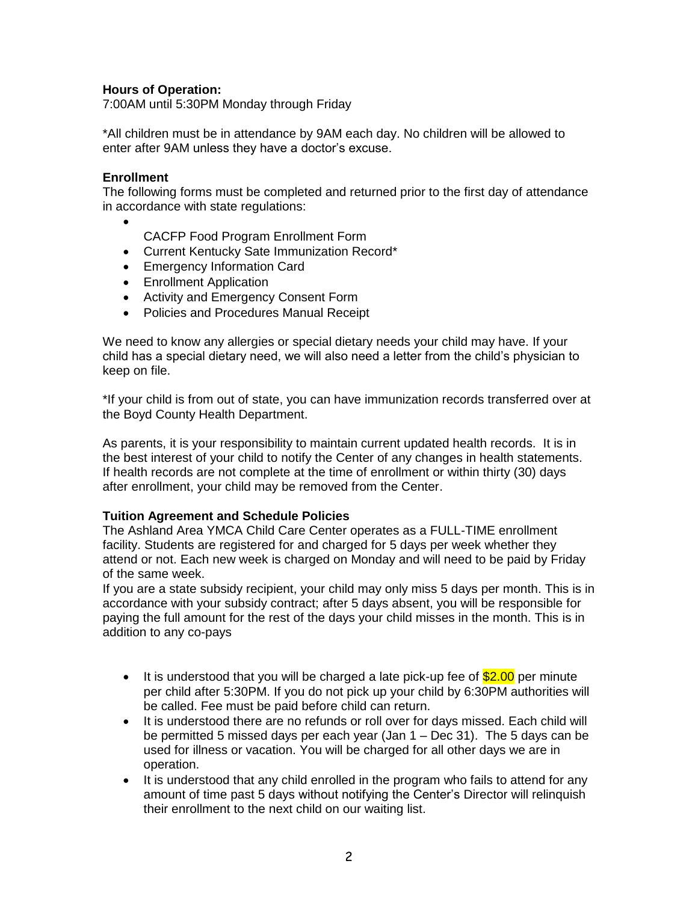**Hours of Operation:**
7:00AM until 5:30PM Monday through Friday

*All children must be in attendance by 9AM each day. No children will be allowed to enter after 9AM unless they have a doctor's excuse.

**Enrollment**
The following forms must be completed and returned prior to the first day of attendance in accordance with state regulations:

- CACFP Food Program Enrollment Form
- Current Kentucky Sate Immunization Record*
- Emergency Information Card
- Enrollment Application
- Activity and Emergency Consent Form
- Policies and Procedures Manual Receipt

We need to know any allergies or special dietary needs your child may have. If your child has a special dietary need, we will also need a letter from the child's physician to keep on file.

*If your child is from out of state, you can have immunization records transferred over at the Boyd County Health Department.

As parents, it is your responsibility to maintain current updated health records. It is in the best interest of your child to notify the Center of any changes in health statements. If health records are not complete at the time of enrollment or within thirty (30) days after enrollment, your child may be removed from the Center.

**Tuition Agreement and Schedule Policies**
The Ashland Area YMCA Child Care Center operates as a FULL-TIME enrollment facility. Students are registered for and charged for 5 days per week whether they attend or not. Each new week is charged on Monday and will need to be paid by Friday of the same week.
If you are a state subsidy recipient, your child may only miss 5 days per month. This is in accordance with your subsidy contract; after 5 days absent, you will be responsible for paying the full amount for the rest of the days your child misses in the month. This is in addition to any co-pays

- It is understood that you will be charged a late pick-up fee of $2.00 per minute per child after 5:30PM. If you do not pick up your child by 6:30PM authorities will be called. Fee must be paid before child can return.
- It is understood there are no refunds or roll over for days missed. Each child will be permitted 5 missed days per each year (Jan 1 – Dec 31). The 5 days can be used for illness or vacation. You will be charged for all other days we are in operation.
- It is understood that any child enrolled in the program who fails to attend for any amount of time past 5 days without notifying the Center's Director will relinquish their enrollment to the next child on our waiting list.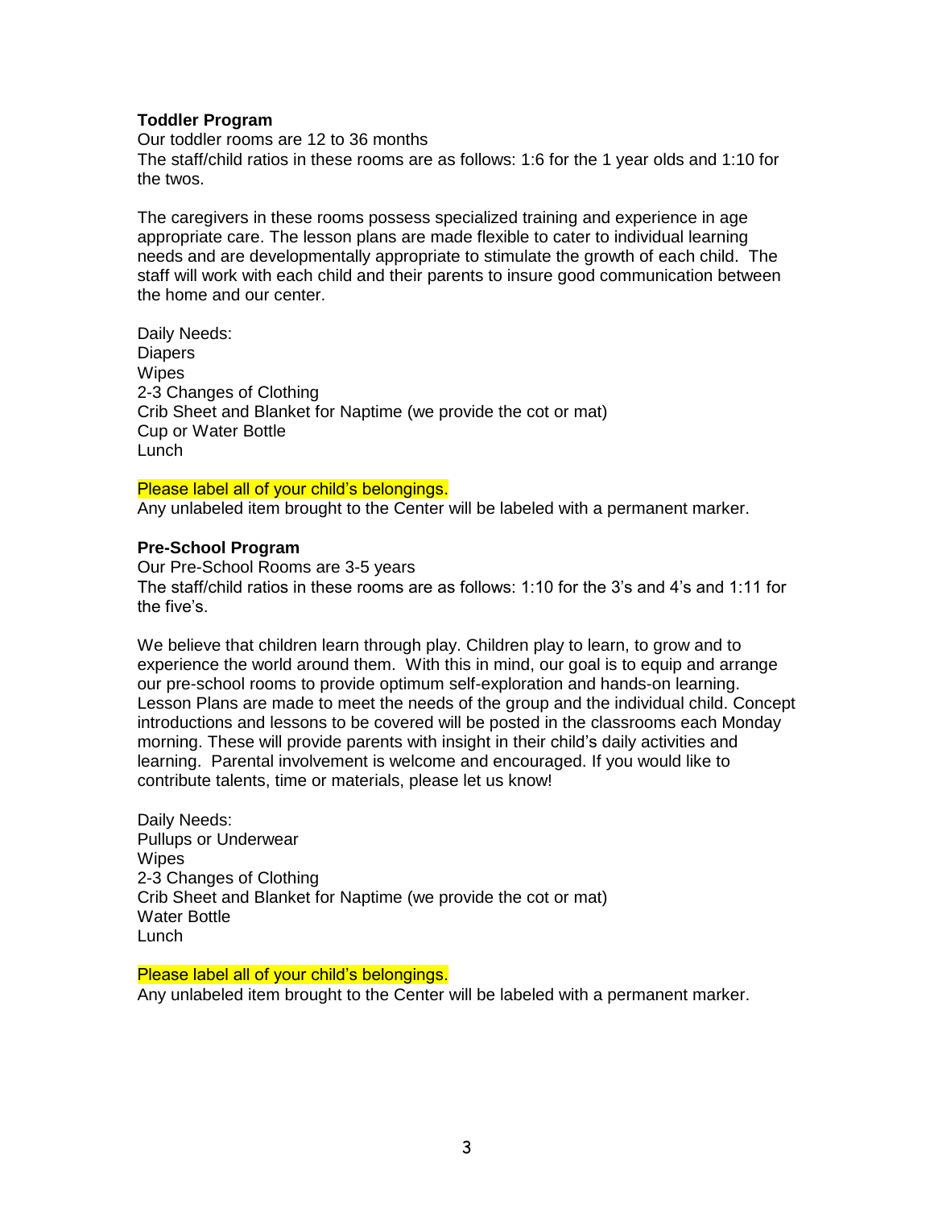**Toddler Program**

Our toddler rooms are 12 to 36 months
The staff/child ratios in these rooms are as follows: 1:6 for the 1 year olds and 1:10 for the twos.

The caregivers in these rooms possess specialized training and experience in age appropriate care. The lesson plans are made flexible to cater to individual learning needs and are developmentally appropriate to stimulate the growth of each child. The staff will work with each child and their parents to insure good communication between the home and our center.

Daily Needs:
Diapers
Wipes
2-3 Changes of Clothing
Crib Sheet and Blanket for Naptime (we provide the cot or mat)
Cup or Water Bottle
Lunch

Please label all of your child's belongings.
Any unlabeled item brought to the Center will be labeled with a permanent marker.

**Pre-School Program**

Our Pre-School Rooms are 3-5 years
The staff/child ratios in these rooms are as follows: 1:10 for the 3's and 4's and 1:11 for the five's.

We believe that children learn through play. Children play to learn, to grow and to experience the world around them. With this in mind, our goal is to equip and arrange our pre-school rooms to provide optimum self-exploration and hands-on learning. Lesson Plans are made to meet the needs of the group and the individual child. Concept introductions and lessons to be covered will be posted in the classrooms each Monday morning. These will provide parents with insight in their child's daily activities and learning. Parental involvement is welcome and encouraged. If you would like to contribute talents, time or materials, please let us know!

Daily Needs:
Pullups or Underwear
Wipes
2-3 Changes of Clothing
Crib Sheet and Blanket for Naptime (we provide the cot or mat)
Water Bottle
Lunch

Please label all of your child's belongings.
Any unlabeled item brought to the Center will be labeled with a permanent marker.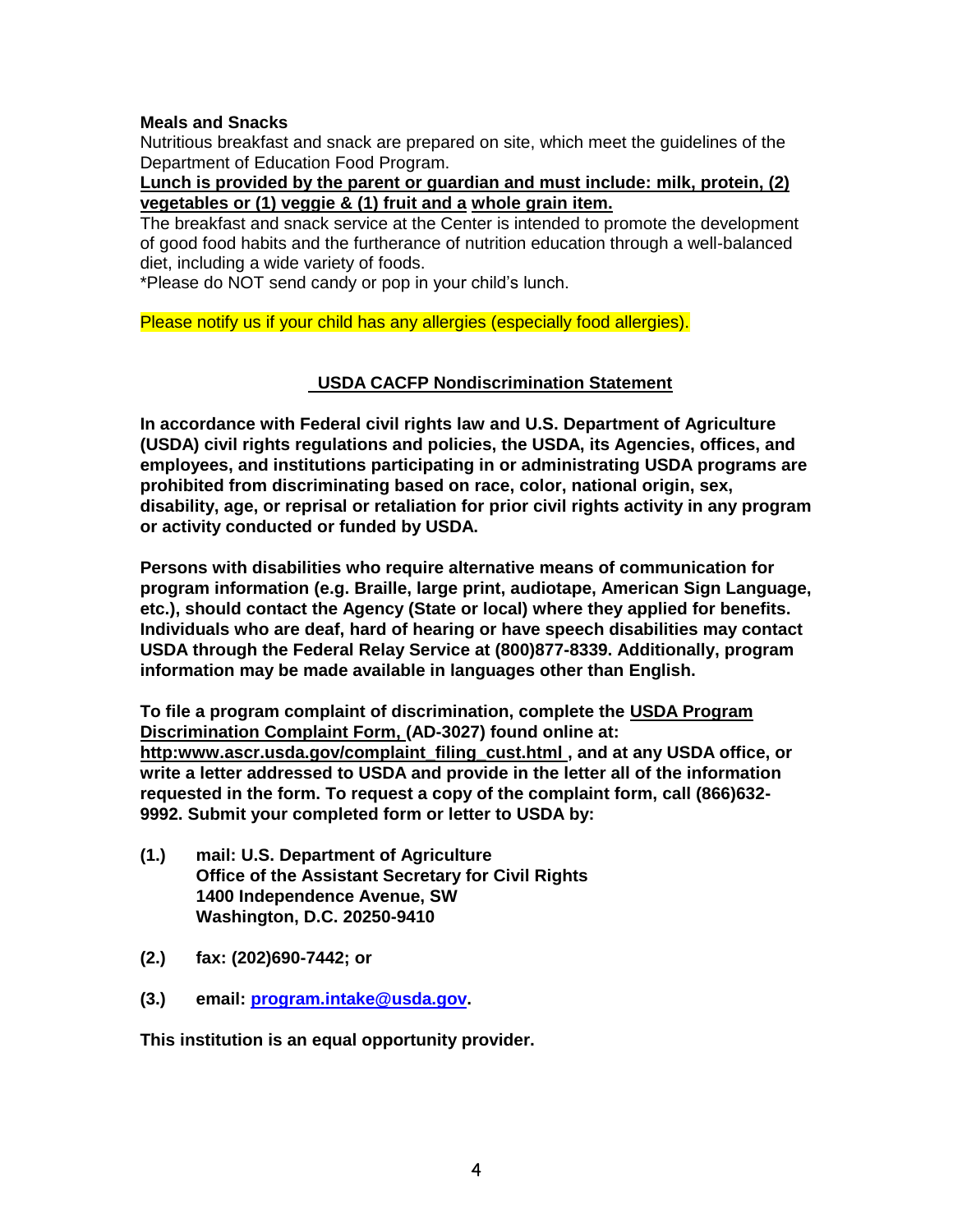**Meals and Snacks**

Nutritious breakfast and snack are prepared on site, which meet the guidelines of the Department of Education Food Program.

**Lunch is provided by the parent or guardian and must include: milk, protein, (2) vegetables or (1) veggie & (1) fruit and a whole grain item.**

The breakfast and snack service at the Center is intended to promote the development of good food habits and the furtherance of nutrition education through a well-balanced diet, including a wide variety of foods.

*Please do NOT send candy or pop in your child's lunch.

Please notify us if your child has any allergies (especially food allergies).

## USDA CACFP Nondiscrimination Statement

**In accordance with Federal civil rights law and U.S. Department of Agriculture (USDA) civil rights regulations and policies, the USDA, its Agencies, offices, and employees, and institutions participating in or administrating USDA programs are prohibited from discriminating based on race, color, national origin, sex, disability, age, or reprisal or retaliation for prior civil rights activity in any program or activity conducted or funded by USDA.**

**Persons with disabilities who require alternative means of communication for program information (e.g. Braille, large print, audiotape, American Sign Language, etc.), should contact the Agency (State or local) where they applied for benefits. Individuals who are deaf, hard of hearing or have speech disabilities may contact USDA through the Federal Relay Service at (800)877-8339. Additionally, program information may be made available in languages other than English.**

**To file a program complaint of discrimination, complete the USDA Program Discrimination Complaint Form, (AD-3027) found online at: http:www.ascr.usda.gov/complaint_filing_cust.html , and at any USDA office, or write a letter addressed to USDA and provide in the letter all of the information requested in the form. To request a copy of the complaint form, call (866)632-9992. Submit your completed form or letter to USDA by:**

**(1.) mail: U.S. Department of Agriculture**
**Office of the Assistant Secretary for Civil Rights**
**1400 Independence Avenue, SW**
**Washington, D.C. 20250-9410**

**(2.) fax: (202)690-7442; or**

**(3.) email: program.intake@usda.gov.**

**This institution is an equal opportunity provider.**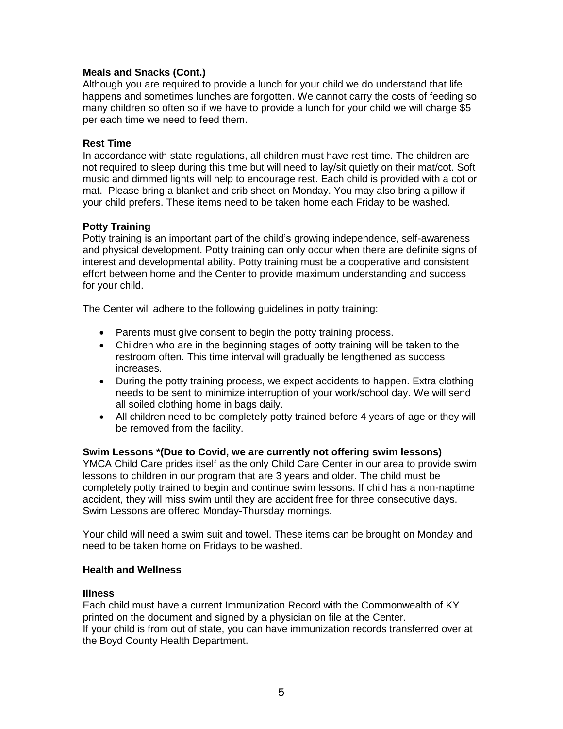### Meals and Snacks (Cont.)

Although you are required to provide a lunch for your child we do understand that life happens and sometimes lunches are forgotten. We cannot carry the costs of feeding so many children so often so if we have to provide a lunch for your child we will charge $5 per each time we need to feed them.

### Rest Time

In accordance with state regulations, all children must have rest time. The children are not required to sleep during this time but will need to lay/sit quietly on their mat/cot. Soft music and dimmed lights will help to encourage rest. Each child is provided with a cot or mat. Please bring a blanket and crib sheet on Monday. You may also bring a pillow if your child prefers. These items need to be taken home each Friday to be washed.

### Potty Training

Potty training is an important part of the child's growing independence, self-awareness and physical development. Potty training can only occur when there are definite signs of interest and developmental ability. Potty training must be a cooperative and consistent effort between home and the Center to provide maximum understanding and success for your child.

The Center will adhere to the following guidelines in potty training:

- Parents must give consent to begin the potty training process.
- Children who are in the beginning stages of potty training will be taken to the restroom often. This time interval will gradually be lengthened as success increases.
- During the potty training process, we expect accidents to happen. Extra clothing needs to be sent to minimize interruption of your work/school day. We will send all soiled clothing home in bags daily.
- All children need to be completely potty trained before 4 years of age or they will be removed from the facility.

### Swim Lessons *(Due to Covid, we are currently not offering swim lessons)

YMCA Child Care prides itself as the only Child Care Center in our area to provide swim lessons to children in our program that are 3 years and older. The child must be completely potty trained to begin and continue swim lessons. If child has a non-naptime accident, they will miss swim until they are accident free for three consecutive days. Swim Lessons are offered Monday-Thursday mornings.

Your child will need a swim suit and towel. These items can be brought on Monday and need to be taken home on Fridays to be washed.

## Health and Wellness

### Illness

Each child must have a current Immunization Record with the Commonwealth of KY printed on the document and signed by a physician on file at the Center.
If your child is from out of state, you can have immunization records transferred over at the Boyd County Health Department.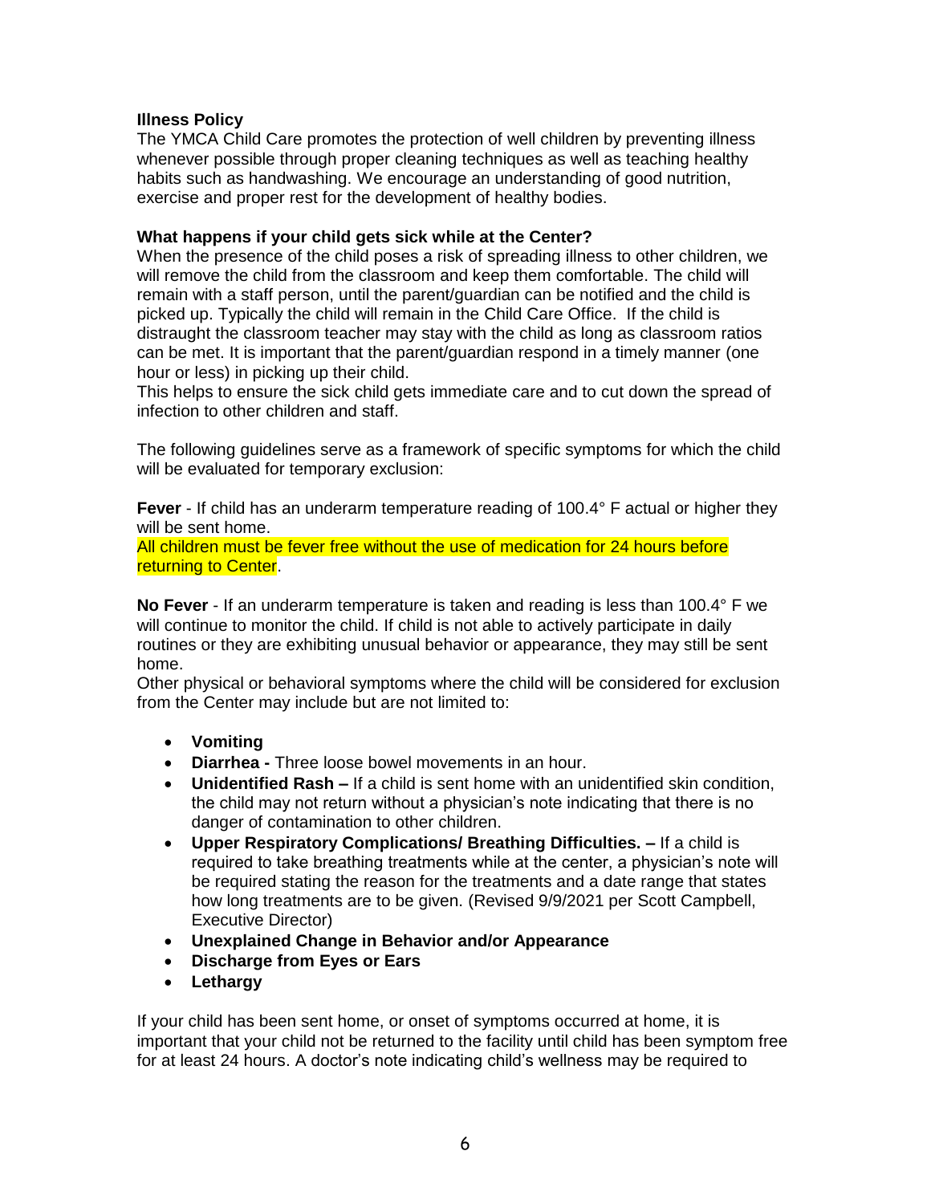**Illness Policy**

The YMCA Child Care promotes the protection of well children by preventing illness whenever possible through proper cleaning techniques as well as teaching healthy habits such as handwashing. We encourage an understanding of good nutrition, exercise and proper rest for the development of healthy bodies.

**What happens if your child gets sick while at the Center?**

When the presence of the child poses a risk of spreading illness to other children, we will remove the child from the classroom and keep them comfortable. The child will remain with a staff person, until the parent/guardian can be notified and the child is picked up. Typically the child will remain in the Child Care Office. If the child is distraught the classroom teacher may stay with the child as long as classroom ratios can be met. It is important that the parent/guardian respond in a timely manner (one hour or less) in picking up their child.

This helps to ensure the sick child gets immediate care and to cut down the spread of infection to other children and staff.

The following guidelines serve as a framework of specific symptoms for which the child will be evaluated for temporary exclusion:

**Fever** - If child has an underarm temperature reading of 100.4° F actual or higher they will be sent home.

All children must be fever free without the use of medication for 24 hours before returning to Center.

**No Fever** - If an underarm temperature is taken and reading is less than 100.4° F we will continue to monitor the child. If child is not able to actively participate in daily routines or they are exhibiting unusual behavior or appearance, they may still be sent home.

Other physical or behavioral symptoms where the child will be considered for exclusion from the Center may include but are not limited to:

- **Vomiting**
- **Diarrhea -** Three loose bowel movements in an hour.
- **Unidentified Rash –** If a child is sent home with an unidentified skin condition, the child may not return without a physician's note indicating that there is no danger of contamination to other children.
- **Upper Respiratory Complications/ Breathing Difficulties. –** If a child is required to take breathing treatments while at the center, a physician's note will be required stating the reason for the treatments and a date range that states how long treatments are to be given. (Revised 9/9/2021 per Scott Campbell, Executive Director)
- **Unexplained Change in Behavior and/or Appearance**
- **Discharge from Eyes or Ears**
- **Lethargy**

If your child has been sent home, or onset of symptoms occurred at home, it is important that your child not be returned to the facility until child has been symptom free for at least 24 hours. A doctor's note indicating child's wellness may be required to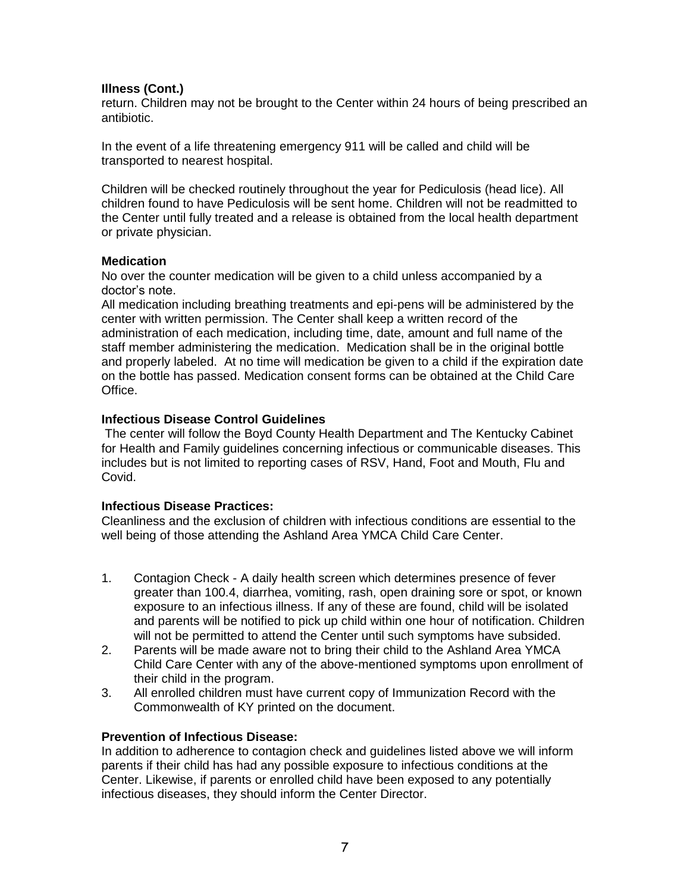**Illness (Cont.)**

return. Children may not be brought to the Center within 24 hours of being prescribed an antibiotic.

In the event of a life threatening emergency 911 will be called and child will be transported to nearest hospital.

Children will be checked routinely throughout the year for Pediculosis (head lice). All children found to have Pediculosis will be sent home. Children will not be readmitted to the Center until fully treated and a release is obtained from the local health department or private physician.

**Medication**

No over the counter medication will be given to a child unless accompanied by a doctor's note.

All medication including breathing treatments and epi-pens will be administered by the center with written permission. The Center shall keep a written record of the administration of each medication, including time, date, amount and full name of the staff member administering the medication. Medication shall be in the original bottle and properly labeled. At no time will medication be given to a child if the expiration date on the bottle has passed. Medication consent forms can be obtained at the Child Care Office.

**Infectious Disease Control Guidelines**

The center will follow the Boyd County Health Department and The Kentucky Cabinet for Health and Family guidelines concerning infectious or communicable diseases. This includes but is not limited to reporting cases of RSV, Hand, Foot and Mouth, Flu and Covid.

**Infectious Disease Practices:**

Cleanliness and the exclusion of children with infectious conditions are essential to the well being of those attending the Ashland Area YMCA Child Care Center.

1. Contagion Check - A daily health screen which determines presence of fever greater than 100.4, diarrhea, vomiting, rash, open draining sore or spot, or known exposure to an infectious illness. If any of these are found, child will be isolated and parents will be notified to pick up child within one hour of notification. Children will not be permitted to attend the Center until such symptoms have subsided.
2. Parents will be made aware not to bring their child to the Ashland Area YMCA Child Care Center with any of the above-mentioned symptoms upon enrollment of their child in the program.
3. All enrolled children must have current copy of Immunization Record with the Commonwealth of KY printed on the document.

**Prevention of Infectious Disease:**

In addition to adherence to contagion check and guidelines listed above we will inform parents if their child has had any possible exposure to infectious conditions at the Center. Likewise, if parents or enrolled child have been exposed to any potentially infectious diseases, they should inform the Center Director.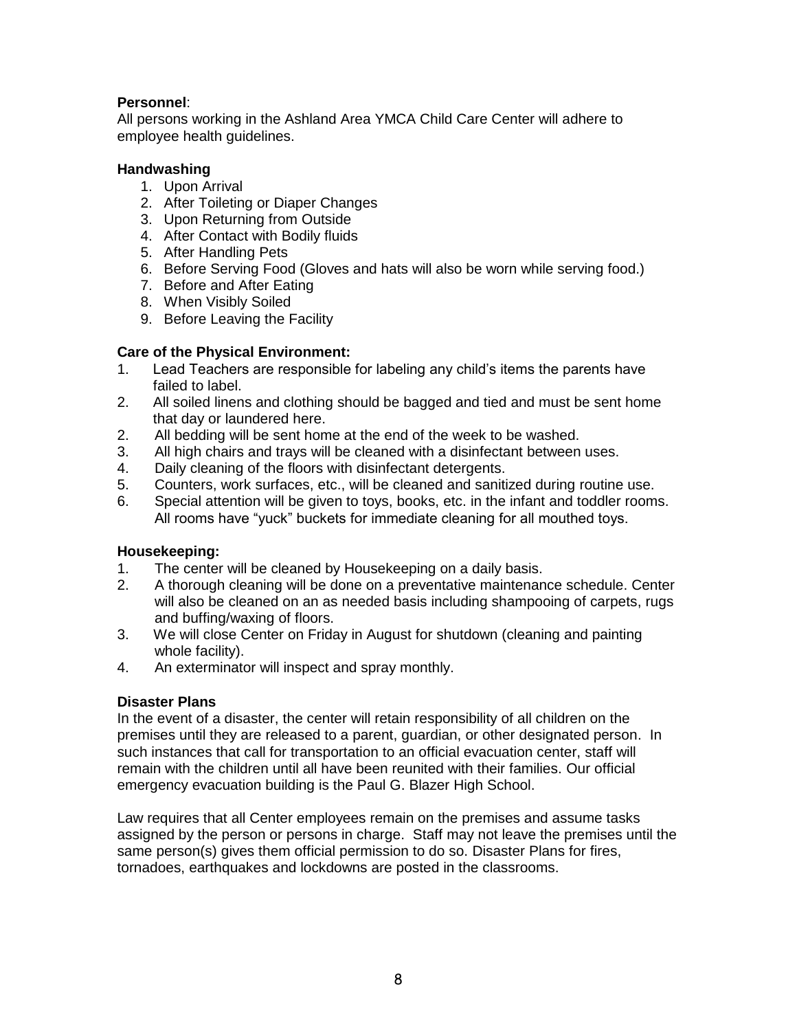**Personnel**:
All persons working in the Ashland Area YMCA Child Care Center will adhere to employee health guidelines.

**Handwashing**

1. Upon Arrival
2. After Toileting or Diaper Changes
3. Upon Returning from Outside
4. After Contact with Bodily fluids
5. After Handling Pets
6. Before Serving Food (Gloves and hats will also be worn while serving food.)
7. Before and After Eating
8. When Visibly Soiled
9. Before Leaving the Facility

**Care of the Physical Environment:**

1. Lead Teachers are responsible for labeling any child's items the parents have failed to label.
2. All soiled linens and clothing should be bagged and tied and must be sent home that day or laundered here.
2. All bedding will be sent home at the end of the week to be washed.
3. All high chairs and trays will be cleaned with a disinfectant between uses.
4. Daily cleaning of the floors with disinfectant detergents.
5. Counters, work surfaces, etc., will be cleaned and sanitized during routine use.
6. Special attention will be given to toys, books, etc. in the infant and toddler rooms. All rooms have "yuck" buckets for immediate cleaning for all mouthed toys.

**Housekeeping:**

1. The center will be cleaned by Housekeeping on a daily basis.
2. A thorough cleaning will be done on a preventative maintenance schedule. Center will also be cleaned on an as needed basis including shampooing of carpets, rugs and buffing/waxing of floors.
3. We will close Center on Friday in August for shutdown (cleaning and painting whole facility).
4. An exterminator will inspect and spray monthly.

**Disaster Plans**

In the event of a disaster, the center will retain responsibility of all children on the premises until they are released to a parent, guardian, or other designated person. In such instances that call for transportation to an official evacuation center, staff will remain with the children until all have been reunited with their families. Our official emergency evacuation building is the Paul G. Blazer High School.

Law requires that all Center employees remain on the premises and assume tasks assigned by the person or persons in charge. Staff may not leave the premises until the same person(s) gives them official permission to do so. Disaster Plans for fires, tornadoes, earthquakes and lockdowns are posted in the classrooms.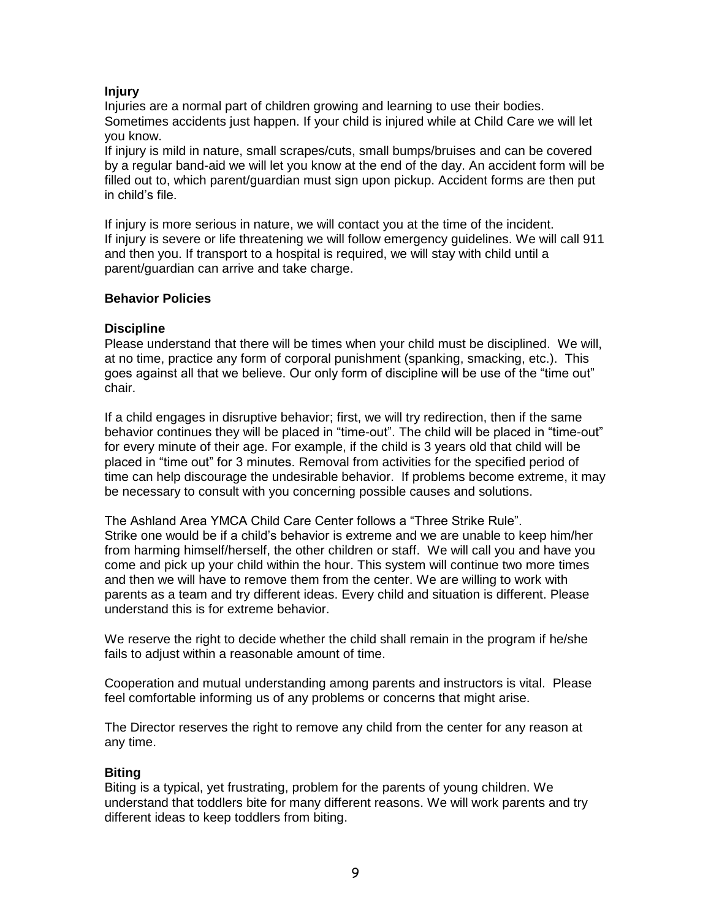**Injury**

Injuries are a normal part of children growing and learning to use their bodies. Sometimes accidents just happen. If your child is injured while at Child Care we will let you know.

If injury is mild in nature, small scrapes/cuts, small bumps/bruises and can be covered by a regular band-aid we will let you know at the end of the day. An accident form will be filled out to, which parent/guardian must sign upon pickup. Accident forms are then put in child's file.

If injury is more serious in nature, we will contact you at the time of the incident. If injury is severe or life threatening we will follow emergency guidelines. We will call 911 and then you. If transport to a hospital is required, we will stay with child until a parent/guardian can arrive and take charge.

**Behavior Policies**

**Discipline**

Please understand that there will be times when your child must be disciplined. We will, at no time, practice any form of corporal punishment (spanking, smacking, etc.). This goes against all that we believe. Our only form of discipline will be use of the "time out" chair.

If a child engages in disruptive behavior; first, we will try redirection, then if the same behavior continues they will be placed in "time-out". The child will be placed in "time-out" for every minute of their age. For example, if the child is 3 years old that child will be placed in "time out" for 3 minutes. Removal from activities for the specified period of time can help discourage the undesirable behavior. If problems become extreme, it may be necessary to consult with you concerning possible causes and solutions.

The Ashland Area YMCA Child Care Center follows a "Three Strike Rule". Strike one would be if a child's behavior is extreme and we are unable to keep him/her from harming himself/herself, the other children or staff. We will call you and have you come and pick up your child within the hour. This system will continue two more times and then we will have to remove them from the center. We are willing to work with parents as a team and try different ideas. Every child and situation is different. Please understand this is for extreme behavior.

We reserve the right to decide whether the child shall remain in the program if he/she fails to adjust within a reasonable amount of time.

Cooperation and mutual understanding among parents and instructors is vital. Please feel comfortable informing us of any problems or concerns that might arise.

The Director reserves the right to remove any child from the center for any reason at any time.

**Biting**

Biting is a typical, yet frustrating, problem for the parents of young children. We understand that toddlers bite for many different reasons. We will work parents and try different ideas to keep toddlers from biting.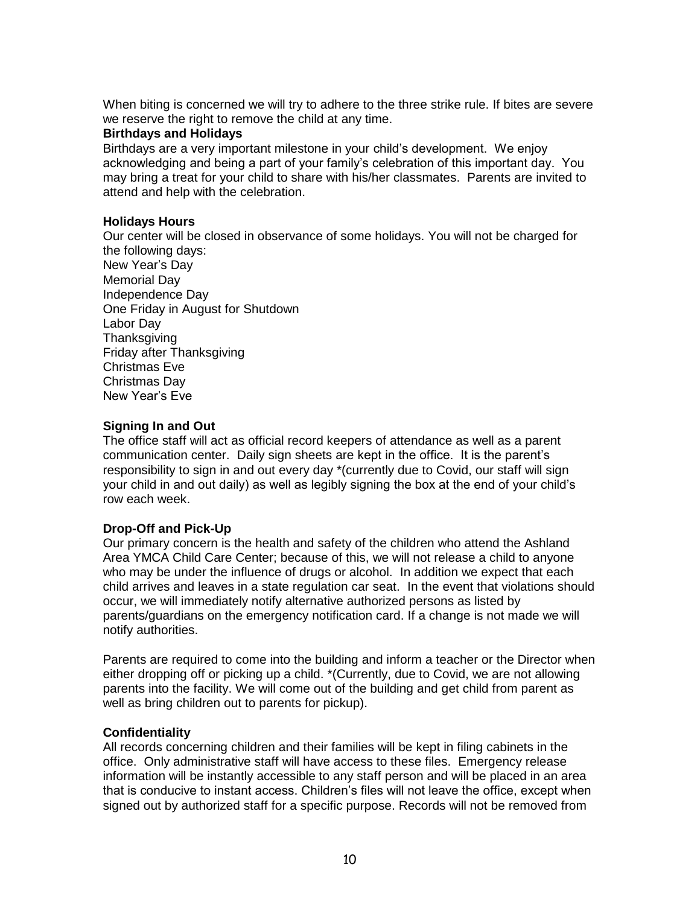When biting is concerned we will try to adhere to the three strike rule. If bites are severe we reserve the right to remove the child at any time.

**Birthdays and Holidays**

Birthdays are a very important milestone in your child's development. We enjoy acknowledging and being a part of your family's celebration of this important day. You may bring a treat for your child to share with his/her classmates. Parents are invited to attend and help with the celebration.

**Holidays Hours**

Our center will be closed in observance of some holidays. You will not be charged for the following days:

New Year's Day
Memorial Day
Independence Day
One Friday in August for Shutdown
Labor Day
Thanksgiving
Friday after Thanksgiving
Christmas Eve
Christmas Day
New Year's Eve

**Signing In and Out**

The office staff will act as official record keepers of attendance as well as a parent communication center. Daily sign sheets are kept in the office. It is the parent's responsibility to sign in and out every day *(currently due to Covid, our staff will sign your child in and out daily) as well as legibly signing the box at the end of your child's row each week.

**Drop-Off and Pick-Up**

Our primary concern is the health and safety of the children who attend the Ashland Area YMCA Child Care Center; because of this, we will not release a child to anyone who may be under the influence of drugs or alcohol. In addition we expect that each child arrives and leaves in a state regulation car seat. In the event that violations should occur, we will immediately notify alternative authorized persons as listed by parents/guardians on the emergency notification card. If a change is not made we will notify authorities.

Parents are required to come into the building and inform a teacher or the Director when either dropping off or picking up a child. *(Currently, due to Covid, we are not allowing parents into the facility. We will come out of the building and get child from parent as well as bring children out to parents for pickup).

**Confidentiality**

All records concerning children and their families will be kept in filing cabinets in the office. Only administrative staff will have access to these files. Emergency release information will be instantly accessible to any staff person and will be placed in an area that is conducive to instant access. Children's files will not leave the office, except when signed out by authorized staff for a specific purpose. Records will not be removed from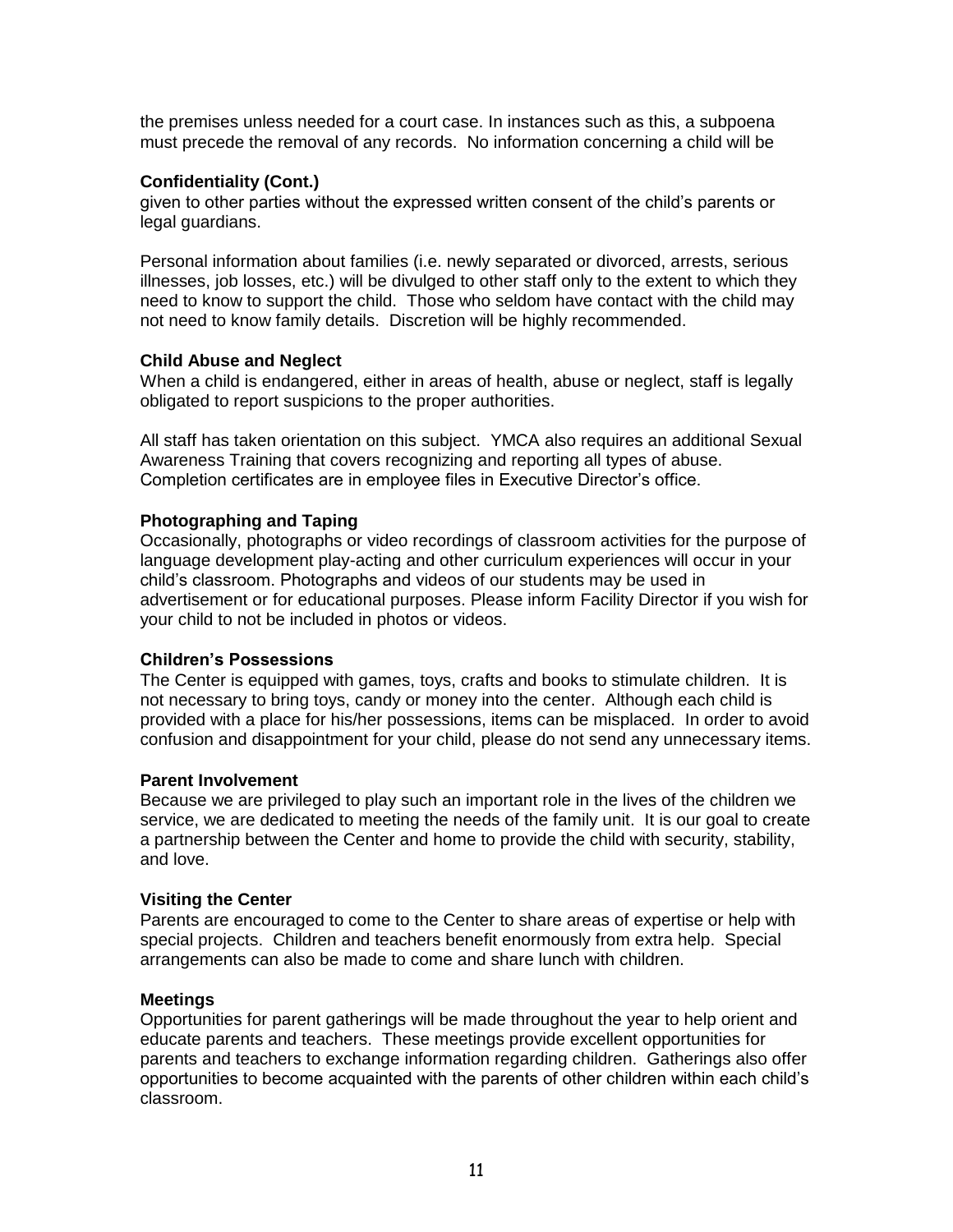the premises unless needed for a court case. In instances such as this, a subpoena must precede the removal of any records. No information concerning a child will be

**Confidentiality (Cont.)**

given to other parties without the expressed written consent of the child's parents or legal guardians.

Personal information about families (i.e. newly separated or divorced, arrests, serious illnesses, job losses, etc.) will be divulged to other staff only to the extent to which they need to know to support the child. Those who seldom have contact with the child may not need to know family details. Discretion will be highly recommended.

**Child Abuse and Neglect**

When a child is endangered, either in areas of health, abuse or neglect, staff is legally obligated to report suspicions to the proper authorities.

All staff has taken orientation on this subject. YMCA also requires an additional Sexual Awareness Training that covers recognizing and reporting all types of abuse. Completion certificates are in employee files in Executive Director's office.

**Photographing and Taping**

Occasionally, photographs or video recordings of classroom activities for the purpose of language development play-acting and other curriculum experiences will occur in your child's classroom. Photographs and videos of our students may be used in advertisement or for educational purposes. Please inform Facility Director if you wish for your child to not be included in photos or videos.

**Children's Possessions**

The Center is equipped with games, toys, crafts and books to stimulate children. It is not necessary to bring toys, candy or money into the center. Although each child is provided with a place for his/her possessions, items can be misplaced. In order to avoid confusion and disappointment for your child, please do not send any unnecessary items.

**Parent Involvement**

Because we are privileged to play such an important role in the lives of the children we service, we are dedicated to meeting the needs of the family unit. It is our goal to create a partnership between the Center and home to provide the child with security, stability, and love.

**Visiting the Center**

Parents are encouraged to come to the Center to share areas of expertise or help with special projects. Children and teachers benefit enormously from extra help. Special arrangements can also be made to come and share lunch with children.

**Meetings**

Opportunities for parent gatherings will be made throughout the year to help orient and educate parents and teachers. These meetings provide excellent opportunities for parents and teachers to exchange information regarding children. Gatherings also offer opportunities to become acquainted with the parents of other children within each child's classroom.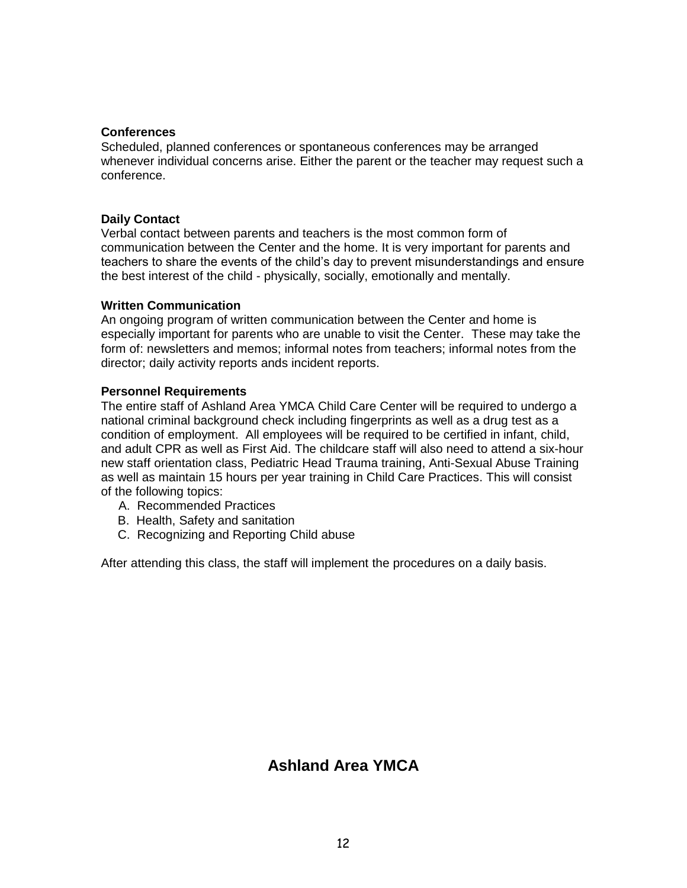**Conferences**
Scheduled, planned conferences or spontaneous conferences may be arranged whenever individual concerns arise. Either the parent or the teacher may request such a conference.

**Daily Contact**
Verbal contact between parents and teachers is the most common form of communication between the Center and the home. It is very important for parents and teachers to share the events of the child's day to prevent misunderstandings and ensure the best interest of the child - physically, socially, emotionally and mentally.

**Written Communication**
An ongoing program of written communication between the Center and home is especially important for parents who are unable to visit the Center. These may take the form of: newsletters and memos; informal notes from teachers; informal notes from the director; daily activity reports ands incident reports.

**Personnel Requirements**
The entire staff of Ashland Area YMCA Child Care Center will be required to undergo a national criminal background check including fingerprints as well as a drug test as a condition of employment. All employees will be required to be certified in infant, child, and adult CPR as well as First Aid. The childcare staff will also need to attend a six-hour new staff orientation class, Pediatric Head Trauma training, Anti-Sexual Abuse Training as well as maintain 15 hours per year training in Child Care Practices. This will consist of the following topics:

A. Recommended Practices
B. Health, Safety and sanitation
C. Recognizing and Reporting Child abuse

After attending this class, the staff will implement the procedures on a daily basis.

**Ashland Area YMCA**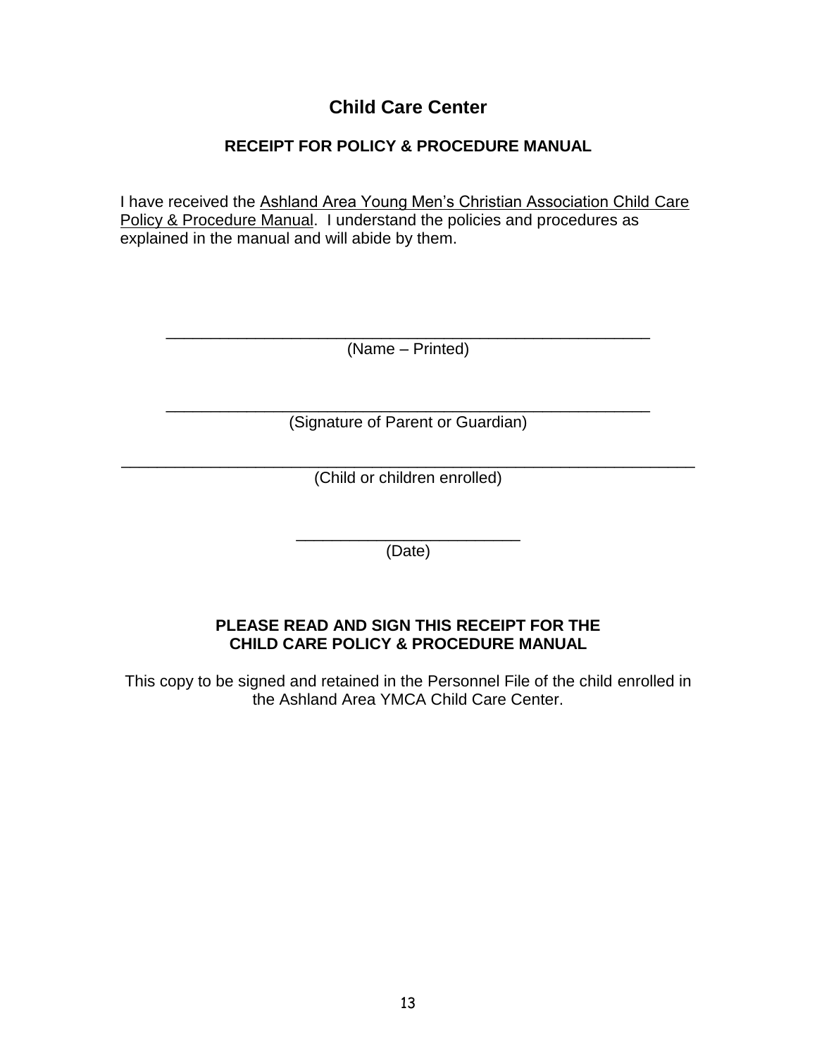# Child Care Center

## RECEIPT FOR POLICY & PROCEDURE MANUAL

I have received the Ashland Area Young Men's Christian Association Child Care Policy & Procedure Manual. I understand the policies and procedures as explained in the manual and will abide by them.

\_\_\_\_\_\_\_\_\_\_\_\_\_\_\_\_\_\_\_\_\_\_\_\_\_\_\_\_\_\_\_\_\_\_\_\_\_\_\_\_\_\_\_\_\_\_\_\_\_\_\_\_

(Name – Printed)

\_\_\_\_\_\_\_\_\_\_\_\_\_\_\_\_\_\_\_\_\_\_\_\_\_\_\_\_\_\_\_\_\_\_\_\_\_\_\_\_\_\_\_\_\_\_\_\_\_\_\_\_

(Signature of Parent or Guardian)

\_\_\_\_\_\_\_\_\_\_\_\_\_\_\_\_\_\_\_\_\_\_\_\_\_\_\_\_\_\_\_\_\_\_\_\_\_\_\_\_\_\_\_\_\_\_\_\_\_\_\_\_\_\_\_\_\_\_\_\_\_\_

(Child or children enrolled)

\_\_\_\_\_\_\_\_\_\_\_\_\_\_\_\_\_\_\_\_\_\_\_\_\_

(Date)

**PLEASE READ AND SIGN THIS RECEIPT FOR THE CHILD CARE POLICY & PROCEDURE MANUAL**

This copy to be signed and retained in the Personnel File of the child enrolled in the Ashland Area YMCA Child Care Center.